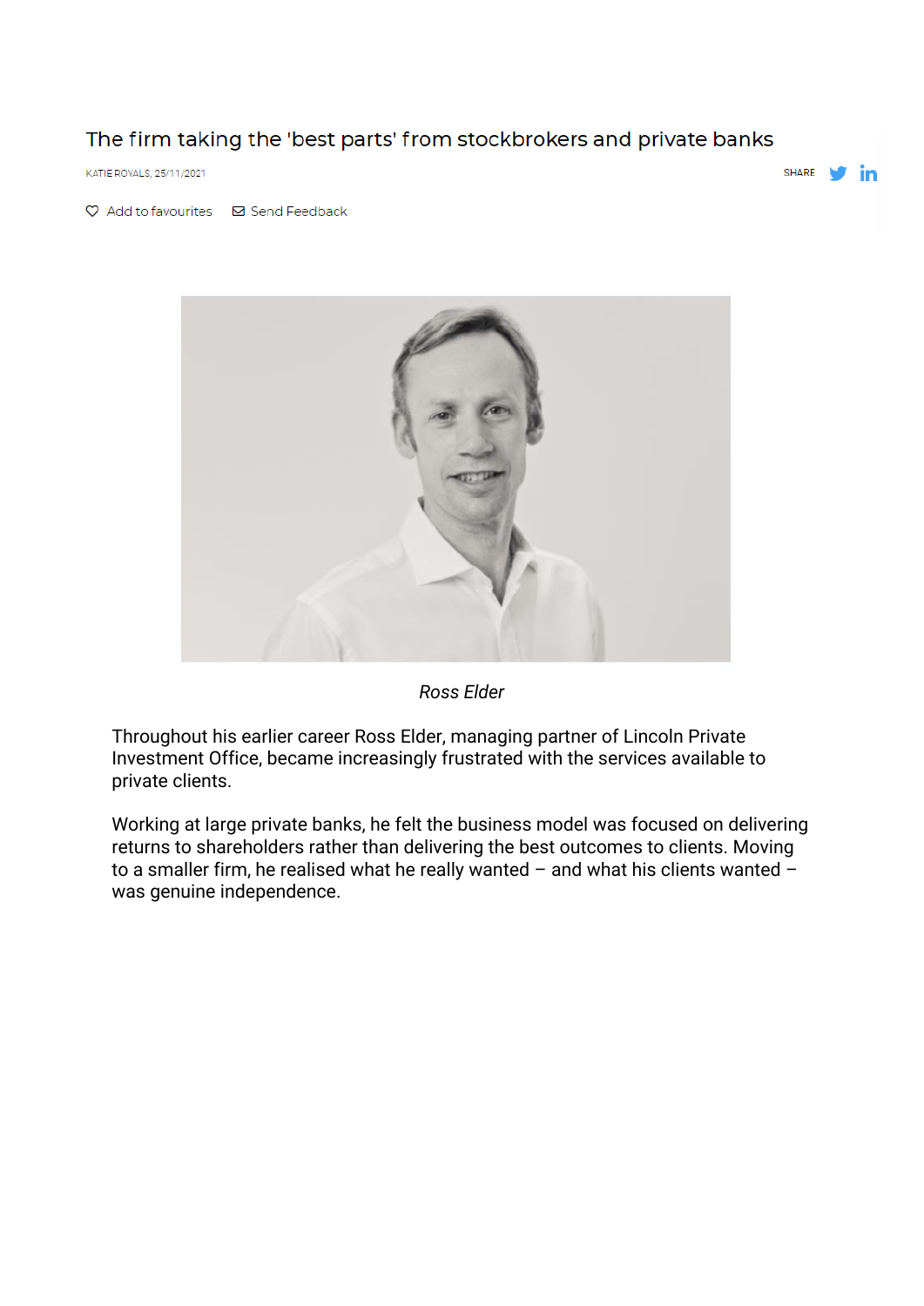# The firm taking the 'best parts' from stockbrokers and private banks

KATIE ROYALS, 25/11/2021

*Ross Elder*

Throughout his earlier career Ross Elder, managing partner of Lincoln Private Investment Office, became increasingly frustrated with the services available to private clients.

Working at large private banks, he felt the business model was focused on delivering returns to shareholders rather than delivering the best outcomes to clients. Moving to a smaller firm, he realised what he really wanted – and what his clients wanted – was genuine independence.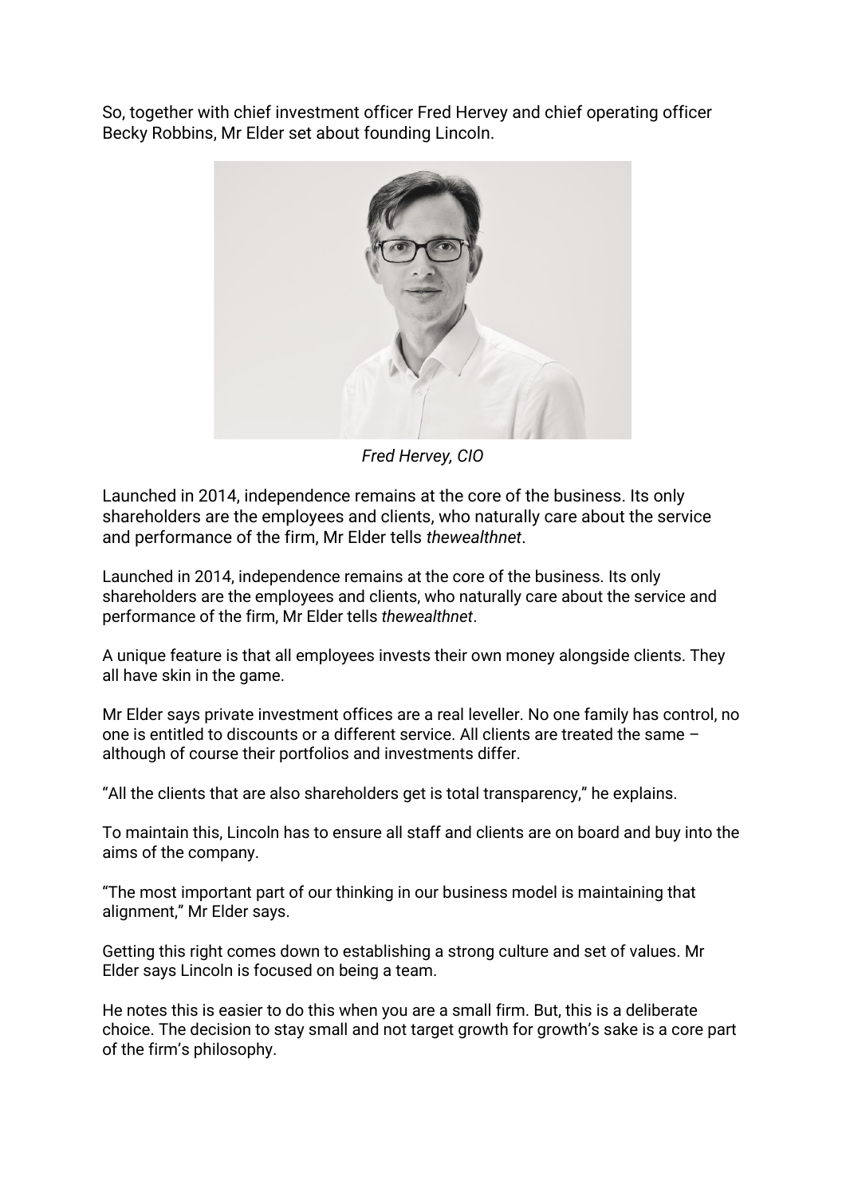So, together with chief investment officer Fred Hervey and chief operating officer Becky Robbins, Mr Elder set about founding Lincoln.

*Fred Hervey, CIO*

Launched in 2014, independence remains at the core of the business. Its only shareholders are the employees and clients, who naturally care about the service and performance of the firm, Mr Elder tells *thewealthnet*.

Launched in 2014, independence remains at the core of the business. Its only shareholders are the employees and clients, who naturally care about the service and performance of the firm, Mr Elder tells *thewealthnet*.

A unique feature is that all employees invests their own money alongside clients. They all have skin in the game.

Mr Elder says private investment offices are a real leveller. No one family has control, no one is entitled to discounts or a different service. All clients are treated the same – although of course their portfolios and investments differ.

"All the clients that are also shareholders get is total transparency," he explains.

To maintain this, Lincoln has to ensure all staff and clients are on board and buy into the aims of the company.

"The most important part of our thinking in our business model is maintaining that alignment," Mr Elder says.

Getting this right comes down to establishing a strong culture and set of values. Mr Elder says Lincoln is focused on being a team.

He notes this is easier to do this when you are a small firm. But, this is a deliberate choice. The decision to stay small and not target growth for growth's sake is a core part of the firm's philosophy.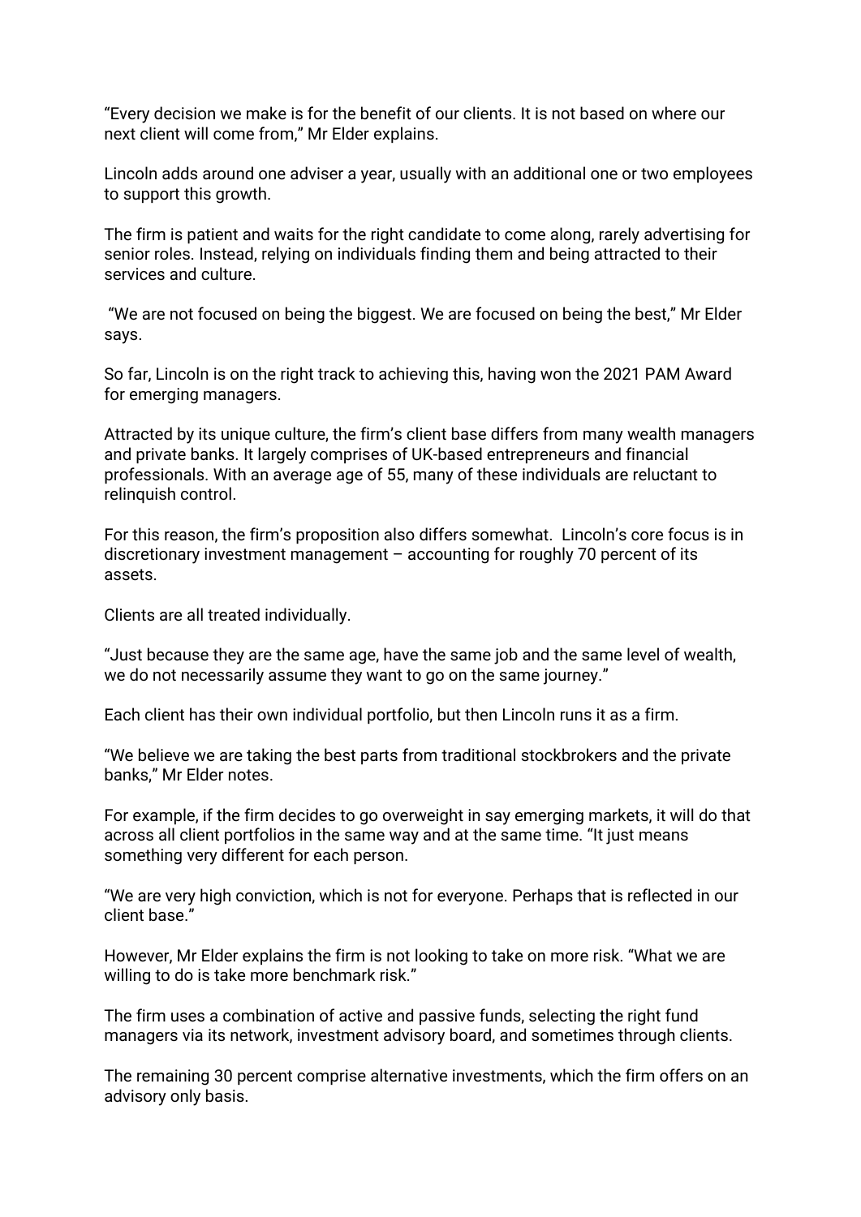"Every decision we make is for the benefit of our clients. It is not based on where our next client will come from," Mr Elder explains.

Lincoln adds around one adviser a year, usually with an additional one or two employees to support this growth.

The firm is patient and waits for the right candidate to come along, rarely advertising for senior roles. Instead, relying on individuals finding them and being attracted to their services and culture.

"We are not focused on being the biggest. We are focused on being the best," Mr Elder says.

So far, Lincoln is on the right track to achieving this, having won the 2021 PAM Award for emerging managers.

Attracted by its unique culture, the firm's client base differs from many wealth managers and private banks. It largely comprises of UK-based entrepreneurs and financial professionals. With an average age of 55, many of these individuals are reluctant to relinquish control.

For this reason, the firm's proposition also differs somewhat. Lincoln's core focus is in discretionary investment management – accounting for roughly 70 percent of its assets.

Clients are all treated individually.

"Just because they are the same age, have the same job and the same level of wealth, we do not necessarily assume they want to go on the same journey."

Each client has their own individual portfolio, but then Lincoln runs it as a firm.

"We believe we are taking the best parts from traditional stockbrokers and the private banks," Mr Elder notes.

For example, if the firm decides to go overweight in say emerging markets, it will do that across all client portfolios in the same way and at the same time. "It just means something very different for each person.

"We are very high conviction, which is not for everyone. Perhaps that is reflected in our client base."

However, Mr Elder explains the firm is not looking to take on more risk. "What we are willing to do is take more benchmark risk."

The firm uses a combination of active and passive funds, selecting the right fund managers via its network, investment advisory board, and sometimes through clients.

The remaining 30 percent comprise alternative investments, which the firm offers on an advisory only basis.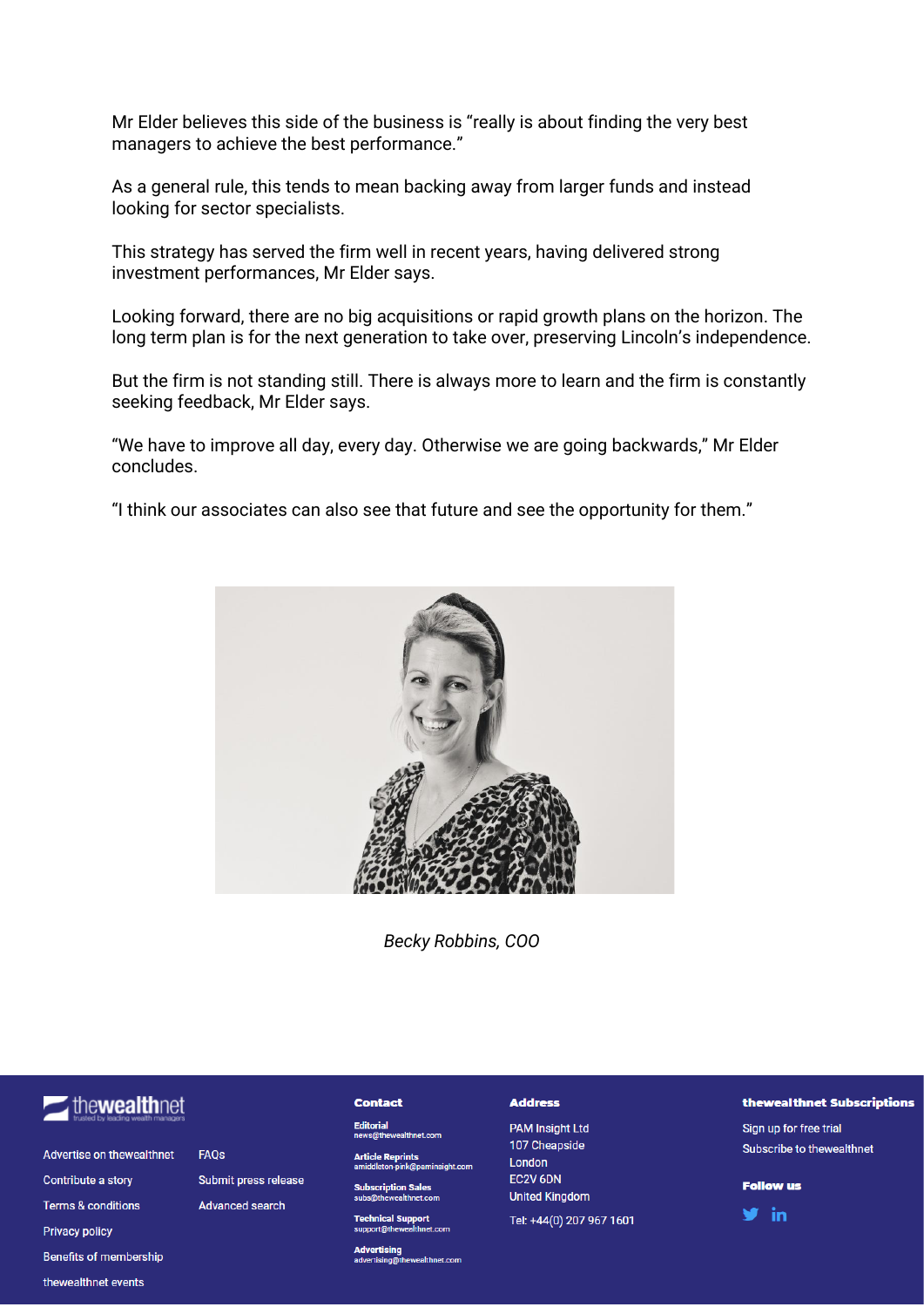Mr Elder believes this side of the business is “really is about finding the very best managers to achieve the best performance.”

As a general rule, this tends to mean backing away from larger funds and instead looking for sector specialists.

This strategy has served the firm well in recent years, having delivered strong investment performances, Mr Elder says.

Looking forward, there are no big acquisitions or rapid growth plans on the horizon. The long term plan is for the next generation to take over, preserving Lincoln’s independence.

But the firm is not standing still. There is always more to learn and the firm is constantly seeking feedback, Mr Elder says.

“We have to improve all day, every day. Otherwise we are going backwards,” Mr Elder concludes.

“I think our associates can also see that future and see the opportunity for them.”

*Becky Robbins, COO*

thewealthnet
trusted by leading wealth managers

Advertise on thewealthnet
Contribute a story
Terms & conditions
Privacy policy
Benefits of membership
thewealthnet events

FAQs
Submit press release
Advanced search

**Contact**

**Editorial**
news@thewealthnet.com

**Article Reprints**
amiddleton-pink@paminsight.com

**Subscription Sales**
subs@thewealthnet.com

**Technical Support**
support@thewealthnet.com

**Advertising**
advertising@thewealthnet.com

**Address**

PAM Insight Ltd
107 Cheapside
London
EC2V 6DN
United Kingdom

Tel: +44(0) 207 967 1601

**thewealthnet Subscriptions**

Sign up for free trial
Subscribe to thewealthnet

**Follow us**